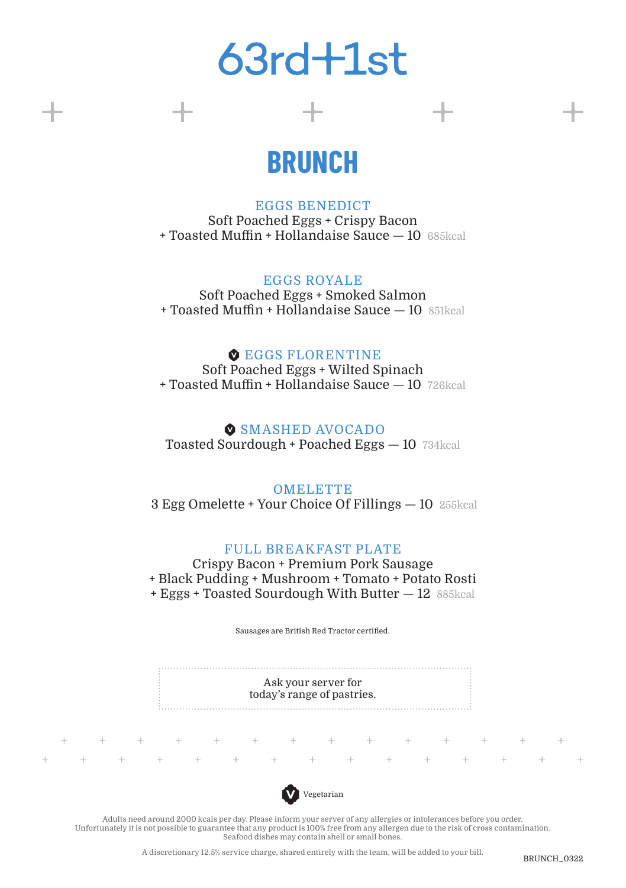# 63rd+1st

## BRUNCH

### EGGS BENEDICT
Soft Poached Eggs + Crispy Bacon
+ Toasted Muffin + Hollandaise Sauce — 10 685kcal

### EGGS ROYALE
Soft Poached Eggs + Smoked Salmon
+ Toasted Muffin + Hollandaise Sauce — 10 851kcal

### (V) EGGS FLORENTINE
Soft Poached Eggs + Wilted Spinach
+ Toasted Muffin + Hollandaise Sauce — 10 726kcal

### (V) SMASHED AVOCADO
Toasted Sourdough + Poached Eggs — 10 734kcal

### OMELETTE
3 Egg Omelette + Your Choice Of Fillings — 10 255kcal

### FULL BREAKFAST PLATE
Crispy Bacon + Premium Pork Sausage
+ Black Pudding + Mushroom + Tomato + Potato Rosti
+ Eggs + Toasted Sourdough With Butter — 12 885kcal

Sausages are British Red Tractor certified.

Ask your server for
today's range of pastries.

(V) Vegetarian

Adults need around 2000 kcals per day. Please inform your server of any allergies or intolerances before you order.
Unfortunately it is not possible to guarantee that any product is 100% free from any allergen due to the risk of cross contamination.
Seafood dishes may contain shell or small bones.

A discretionary 12.5% service charge, shared entirely with the team, will be added to your bill.

BRUNCH_0322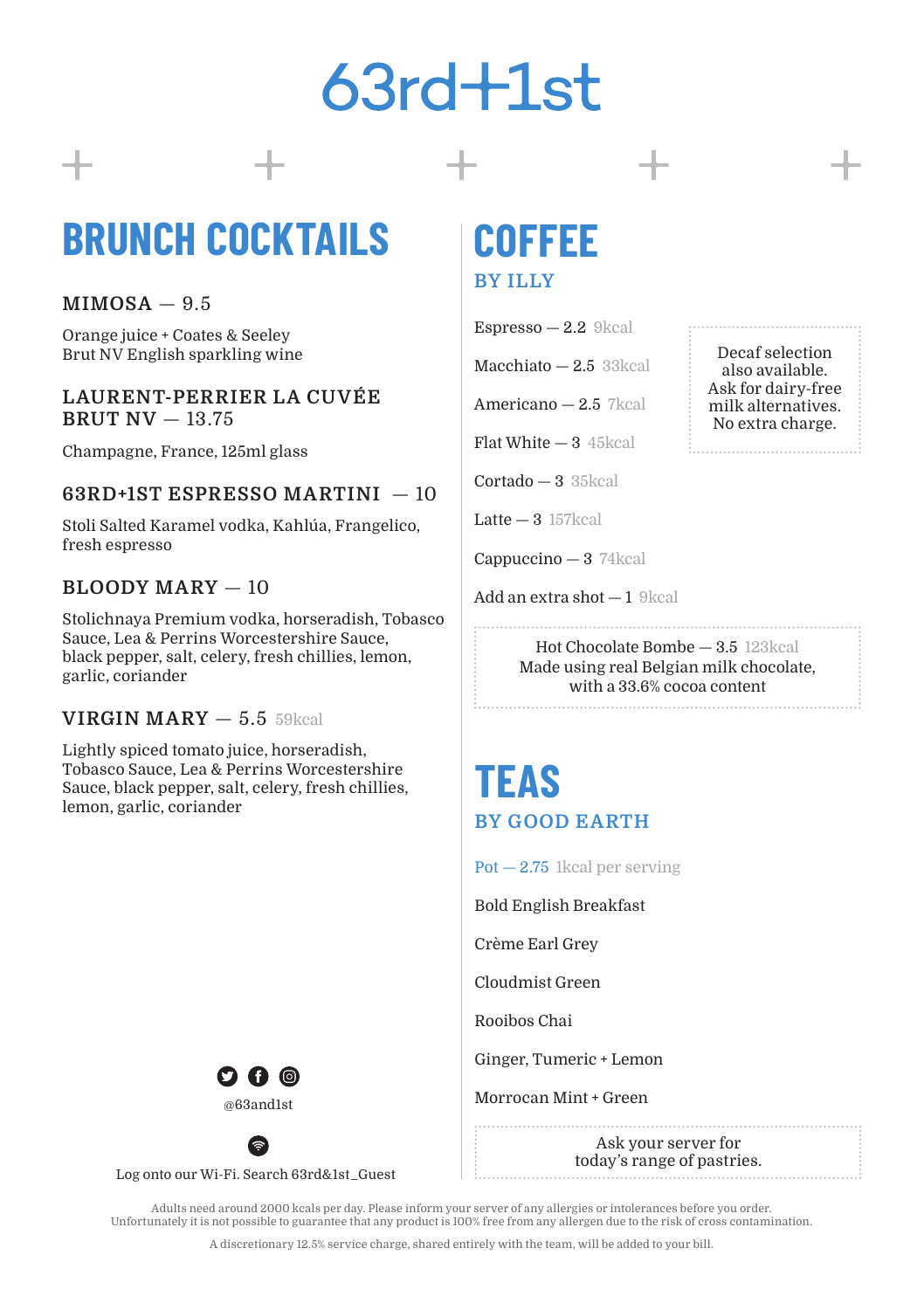# 63rd+1st

## BRUNCH COCKTAILS

### MIMOSA — 9.5

Orange juice + Coates & Seeley Brut NV English sparkling wine

### LAURENT-PERRIER LA CUVÉE BRUT NV — 13.75

Champagne, France, 125ml glass

### 63RD+1ST ESPRESSO MARTINI — 10

Stoli Salted Karamel vodka, Kahlúa, Frangelico, fresh espresso

### BLOODY MARY — 10

Stolichnaya Premium vodka, horseradish, Tobasco Sauce, Lea & Perrins Worcestershire Sauce, black pepper, salt, celery, fresh chillies, lemon, garlic, coriander

### VIRGIN MARY — 5.5 59kcal

Lightly spiced tomato juice, horseradish, Tobasco Sauce, Lea & Perrins Worcestershire Sauce, black pepper, salt, celery, fresh chillies, lemon, garlic, coriander

@63and1st

Log onto our Wi-Fi. Search 63rd&1st_Guest

## COFFEE

### BY ILLY

Espresso — 2.2 9kcal

Macchiato — 2.5 33kcal

Americano — 2.5 7kcal

Flat White — 3 45kcal

Cortado — 3 35kcal

Latte — 3 157kcal

Cappuccino — 3 74kcal

Add an extra shot — 1 9kcal

Decaf selection also available. Ask for dairy-free milk alternatives. No extra charge.

Hot Chocolate Bombe — 3.5 123kcal
Made using real Belgian milk chocolate, with a 33.6% cocoa content

## TEAS

### BY GOOD EARTH

Pot — 2.75 1kcal per serving

Bold English Breakfast

Crème Earl Grey

Cloudmist Green

Rooibos Chai

Ginger, Tumeric + Lemon

Morrocan Mint + Green

Ask your server for today's range of pastries.

Adults need around 2000 kcals per day. Please inform your server of any allergies or intolerances before you order. Unfortunately it is not possible to guarantee that any product is 100% free from any allergen due to the risk of cross contamination.

A discretionary 12.5% service charge, shared entirely with the team, will be added to your bill.